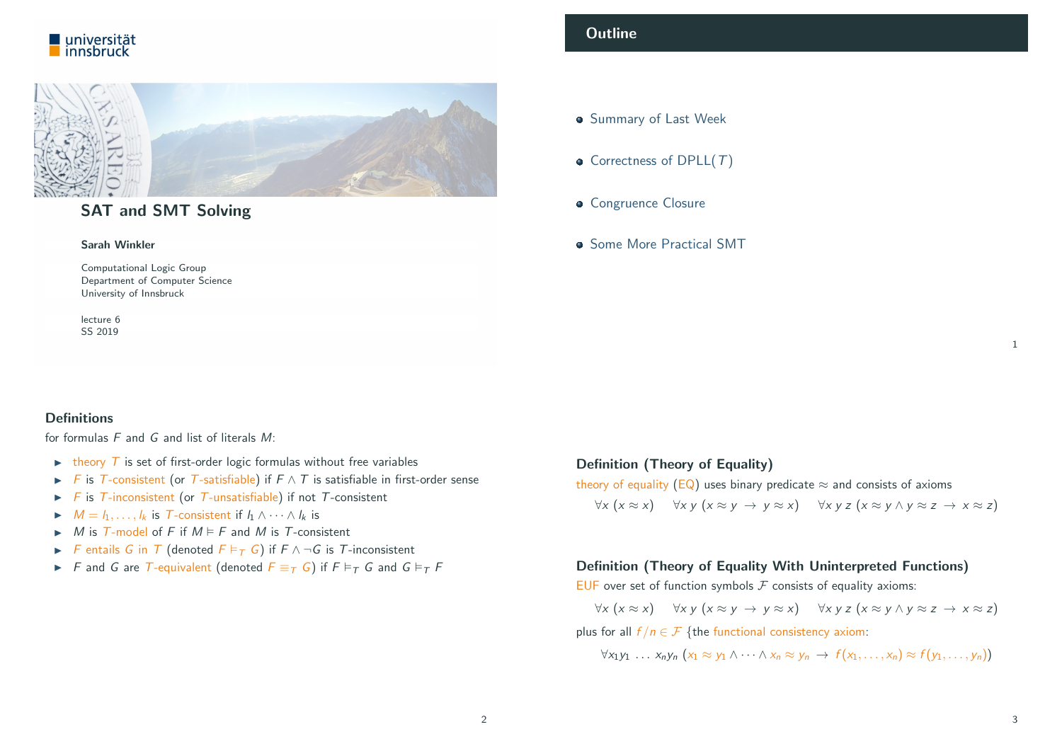## SAT and SMT Solving

**Sarah Winkler**

Computational Logic Group
Department of Computer Science
University of Innsbruck

lecture 6
SS 2019

## Outline

- Summary of Last Week
- Correctness of DPLL($T$)
- Congruence Closure
- Some More Practical SMT

### Definitions

for formulas $F$ and $G$ and list of literals $M$:

- theory $T$ is set of first-order logic formulas without free variables
- $F$ is $T$-consistent (or $T$-satisfiable) if $F \wedge T$ is satisfiable in first-order sense
- $F$ is $T$-inconsistent (or $T$-unsatisfiable) if not $T$-consistent
- $M = l_1, \dots, l_k$ is $T$-consistent if $l_1 \wedge \cdots \wedge l_k$ is
- $M$ is $T$-model of $F$ if $M \vDash F$ and $M$ is $T$-consistent
- $F$ entails $G$ in $T$ (denoted $F \vDash_T G$) if $F \wedge \neg G$ is $T$-inconsistent
- $F$ and $G$ are $T$-equivalent (denoted $F \equiv_T G$) if $F \vDash_T G$ and $G \vDash_T F$

### Definition (Theory of Equality)

theory of equality (EQ) uses binary predicate $\approx$ and consists of axioms

$$\forall x \; (x \approx x) \qquad \forall x \, y \; (x \approx y \;\rightarrow\; y \approx x) \qquad \forall x \, y \, z \; (x \approx y \wedge y \approx z \;\rightarrow\; x \approx z)$$

### Definition (Theory of Equality With Uninterpreted Functions)

EUF over set of function symbols $\mathcal{F}$ consists of equality axioms:

$$\forall x \; (x \approx x) \qquad \forall x \, y \; (x \approx y \;\rightarrow\; y \approx x) \qquad \forall x \, y \, z \; (x \approx y \wedge y \approx z \;\rightarrow\; x \approx z)$$

plus for all $f/n \in \mathcal{F}$ {the functional consistency axiom:

$$\forall x_1 y_1 \, \dots \, x_n y_n \; (x_1 \approx y_1 \wedge \cdots \wedge x_n \approx y_n \;\rightarrow\; f(x_1, \dots, x_n) \approx f(y_1, \dots, y_n))$$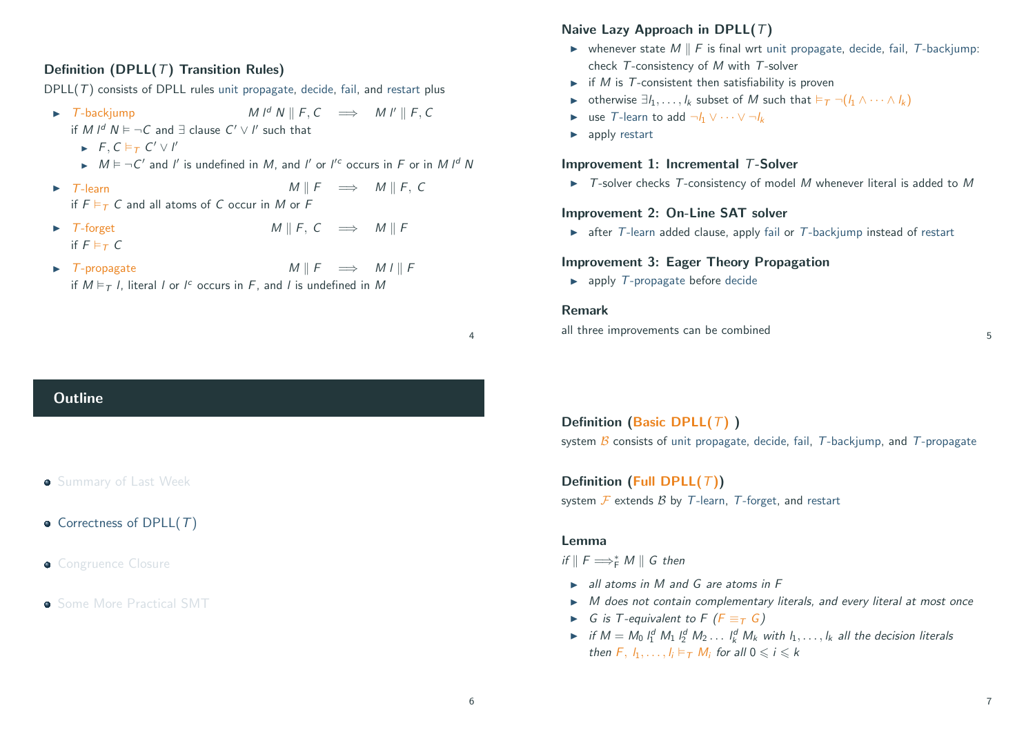### Definition (DPLL($T$) Transition Rules)

DPLL($T$) consists of DPLL rules unit propagate, decide, fail, and restart plus

- $T$-backjump $\quad M\, l^d\, N \parallel F, C \implies M\, l' \parallel F, C$
  if $M\, l^d\, N \vDash \neg C$ and $\exists$ clause $C' \vee l'$ such that
  - $F, C \vDash_T C' \vee l'$
  - $M \vDash \neg C'$ and $l'$ is undefined in $M$, and $l'$ or $l'^c$ occurs in $F$ or in $M\, l^d\, N$
- $T$-learn $\quad M \parallel F \implies M \parallel F,\ C$
  if $F \vDash_T C$ and all atoms of $C$ occur in $M$ or $F$
- $T$-forget $\quad M \parallel F,\ C \implies M \parallel F$
  if $F \vDash_T C$
- $T$-propagate $\quad M \parallel F \implies M\, l \parallel F$
  if $M \vDash_T l$, literal $l$ or $l^c$ occurs in $F$, and $l$ is undefined in $M$

### Naive Lazy Approach in DPLL($T$)

- whenever state $M \parallel F$ is final wrt unit propagate, decide, fail, $T$-backjump: check $T$-consistency of $M$ with $T$-solver
- if $M$ is $T$-consistent then satisfiability is proven
- otherwise $\exists l_1, \dots, l_k$ subset of $M$ such that $\vDash_T \neg(l_1 \wedge \cdots \wedge l_k)$
- use $T$-learn to add $\neg l_1 \vee \cdots \vee \neg l_k$
- apply restart

### Improvement 1: Incremental $T$-Solver

- $T$-solver checks $T$-consistency of model $M$ whenever literal is added to $M$

### Improvement 2: On-Line SAT solver

- after $T$-learn added clause, apply fail or $T$-backjump instead of restart

### Improvement 3: Eager Theory Propagation

- apply $T$-propagate before decide

### Remark

all three improvements can be combined

## Outline

- Summary of Last Week
- Correctness of DPLL($T$)
- Congruence Closure
- Some More Practical SMT

### Definition (Basic DPLL($T$))

system $\mathcal{B}$ consists of unit propagate, decide, fail, $T$-backjump, and $T$-propagate

### Definition (Full DPLL($T$))

system $\mathcal{F}$ extends $\mathcal{B}$ by $T$-learn, $T$-forget, and restart

### Lemma

*if $\parallel F \implies^*_{\mathcal{F}} M \parallel G$ then*

- *all atoms in $M$ and $G$ are atoms in $F$*
- *$M$ does not contain complementary literals, and every literal at most once*
- *$G$ is $T$-equivalent to $F$ ($F \equiv_T G$)*
- *if $M = M_0\, l_1^d\, M_1\, l_2^d\, M_2 \dots l_k^d\, M_k$ with $l_1, \dots, l_k$ all the decision literals then $F,\ l_1, \dots, l_i \vDash_T M_i$ for all $0 \leqslant i \leqslant k$*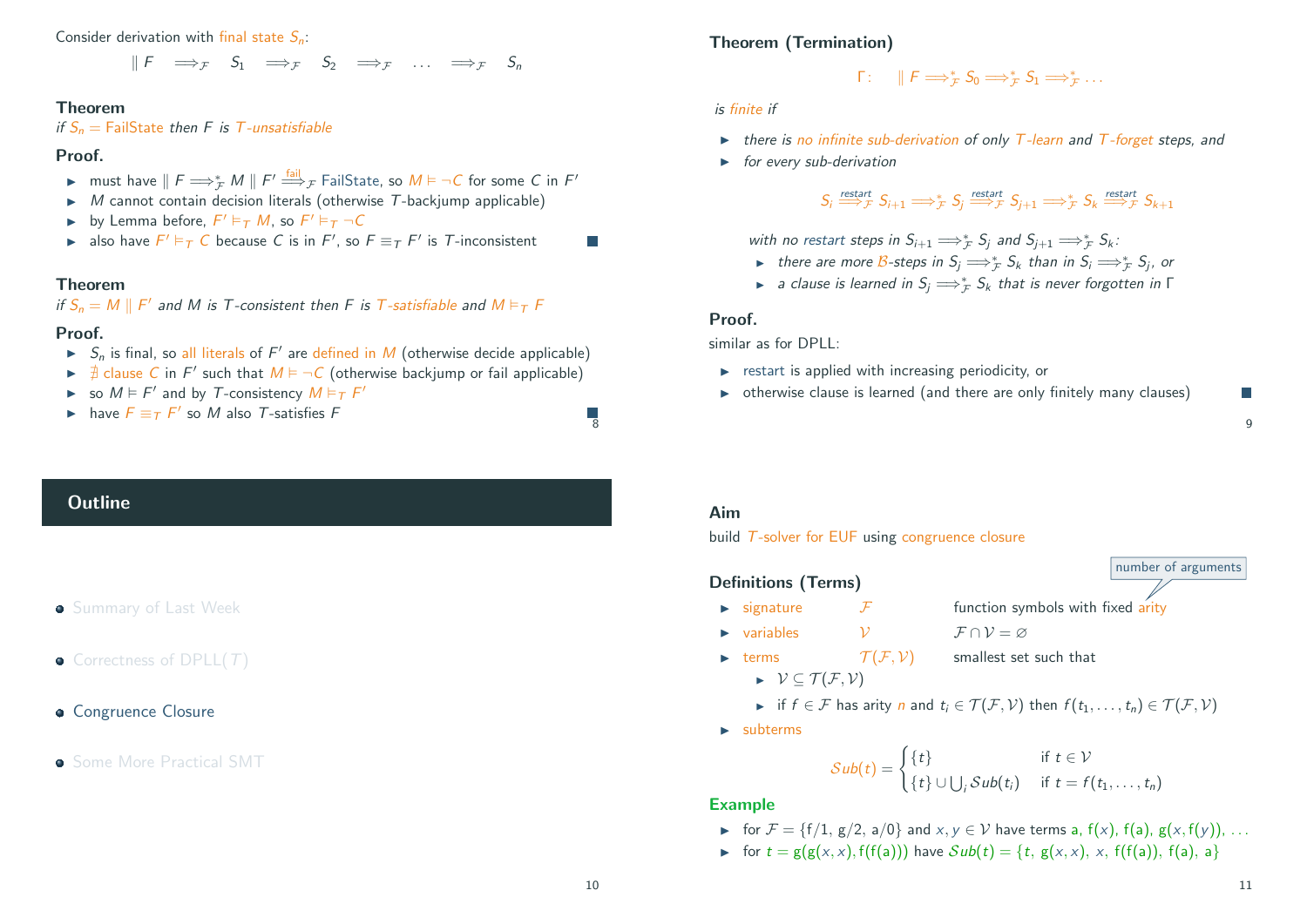Consider derivation with final state $S_n$:

$$\| F \implies_{\mathcal{F}} S_1 \implies_{\mathcal{F}} S_2 \implies_{\mathcal{F}} \dots \implies_{\mathcal{F}} S_n$$

### Theorem

*if $S_n =$ FailState then $F$ is $T$-unsatisfiable*

### Proof.

- must have $\| F \implies^*_{\mathcal{F}} M \| F' \overset{\text{fail}}{\implies}_{\mathcal{F}}$ FailState, so $M \vDash \neg C$ for some $C$ in $F'$
- $M$ cannot contain decision literals (otherwise $T$-backjump applicable)
- by Lemma before, $F' \vDash_T M$, so $F' \vDash_T \neg C$
- also have $F' \vDash_T C$ because $C$ is in $F'$, so $F \equiv_T F'$ is $T$-inconsistent ∎

### Theorem

*if $S_n = M \| F'$ and $M$ is $T$-consistent then $F$ is $T$-satisfiable and $M \vDash_T F$*

### Proof.

- $S_n$ is final, so all literals of $F'$ are defined in $M$ (otherwise decide applicable)
- $\nexists$ clause $C$ in $F'$ such that $M \vDash \neg C$ (otherwise backjump or fail applicable)
- so $M \vDash F'$ and by $T$-consistency $M \vDash_T F'$
- have $F \equiv_T F'$ so $M$ also $T$-satisfies $F$ ∎

### Theorem (Termination)

$$\Gamma: \quad \| F \implies^*_{\mathcal{F}} S_0 \implies^*_{\mathcal{F}} S_1 \implies^*_{\mathcal{F}} \dots$$

*is finite if*

- *there is no infinite sub-derivation of only $T$-learn and $T$-forget steps, and*
- *for every sub-derivation*

$$S_i \overset{\text{restart}}{\implies}_{\mathcal{F}} S_{i+1} \implies^*_{\mathcal{F}} S_j \overset{\text{restart}}{\implies}_{\mathcal{F}} S_{j+1} \implies^*_{\mathcal{F}} S_k \overset{\text{restart}}{\implies}_{\mathcal{F}} S_{k+1}$$

  *with no restart steps in $S_{i+1} \implies^*_{\mathcal{F}} S_j$ and $S_{j+1} \implies^*_{\mathcal{F}} S_k$:*
  - *there are more $\mathcal{B}$-steps in $S_j \implies^*_{\mathcal{F}} S_k$ than in $S_i \implies^*_{\mathcal{F}} S_j$, or*
  - *a clause is learned in $S_j \implies^*_{\mathcal{F}} S_k$ that is never forgotten in $\Gamma$*

### Proof.

similar as for DPLL:

- restart is applied with increasing periodicity, or
- otherwise clause is learned (and there are only finitely many clauses) ∎

## Outline

- Summary of Last Week
- Correctness of DPLL($T$)
- Congruence Closure
- Some More Practical SMT

### Aim

build $T$-solver for EUF using congruence closure

### Definitions (Terms)

- signature $\quad \mathcal{F} \quad$ function symbols with fixed arity (number of arguments)
- variables $\quad \mathcal{V} \quad$ $\mathcal{F} \cap \mathcal{V} = \varnothing$
- terms $\quad \mathcal{T}(\mathcal{F}, \mathcal{V}) \quad$ smallest set such that
  - $\mathcal{V} \subseteq \mathcal{T}(\mathcal{F}, \mathcal{V})$
  - if $f \in \mathcal{F}$ has arity $n$ and $t_i \in \mathcal{T}(\mathcal{F}, \mathcal{V})$ then $f(t_1, \dots, t_n) \in \mathcal{T}(\mathcal{F}, \mathcal{V})$
- subterms

$$\mathcal{S}ub(t) = \begin{cases} \{t\} & \text{if } t \in \mathcal{V} \\ \{t\} \cup \bigcup_i \mathcal{S}ub(t_i) & \text{if } t = f(t_1, \dots, t_n) \end{cases}$$

### Example

- for $\mathcal{F} = \{\mathsf{f}/1,\ \mathsf{g}/2,\ \mathsf{a}/0\}$ and $x, y \in \mathcal{V}$ have terms $\mathsf{a}$, $\mathsf{f}(x)$, $\mathsf{f}(\mathsf{a})$, $\mathsf{g}(x, \mathsf{f}(y))$, …
- for $t = \mathsf{g}(\mathsf{g}(x,x), \mathsf{f}(\mathsf{f}(\mathsf{a})))$ have $\mathcal{S}ub(t) = \{t,\ \mathsf{g}(x,x),\ x,\ \mathsf{f}(\mathsf{f}(\mathsf{a})),\ \mathsf{f}(\mathsf{a}),\ \mathsf{a}\}$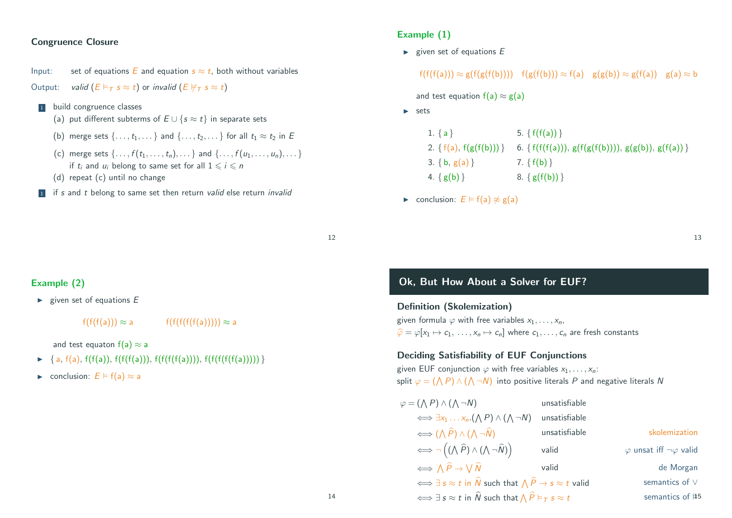## Congruence Closure

Input: set of equations $E$ and equation $s \approx t$, both without variables

Output: *valid* ($E \vDash_{\mathcal{T}} s \approx t$) or *invalid* ($E \nvDash_{\mathcal{T}} s \approx t$)

1. build congruence classes
   - (a) put different subterms of $E \cup \{s \approx t\}$ in separate sets
   - (b) merge sets $\{\dots, t_1, \dots\}$ and $\{\dots, t_2, \dots\}$ for all $t_1 \approx t_2$ in $E$
   - (c) merge sets $\{\dots, f(t_1, \dots, t_n), \dots\}$ and $\{\dots, f(u_1, \dots, u_n), \dots\}$ if $t_i$ and $u_i$ belong to same set for all $1 \leqslant i \leqslant n$
   - (d) repeat (c) until no change
1. if $s$ and $t$ belong to same set then return *valid* else return *invalid*

## Example (1)

- given set of equations $E$

  $\mathsf{f(f(f(a)))} \approx \mathsf{g(f(g(f(b))))} \quad \mathsf{f(g(f(b)))} \approx \mathsf{f(a)} \quad \mathsf{g(g(b))} \approx \mathsf{g(f(a))} \quad \mathsf{g(a)} \approx \mathsf{b}$

  and test equation $\mathsf{f(a)} \approx \mathsf{g(a)}$

- sets

  1. $\{\,\mathsf{a}\,\}$
  2. $\{\,\mathsf{f(a)}, \mathsf{f(g(f(b)))}\,\}$
  3. $\{\,\mathsf{b}, \mathsf{g(a)}\,\}$
  4. $\{\,\mathsf{g(b)}\,\}$
  5. $\{\,\mathsf{f(f(a))}\,\}$
  6. $\{\,\mathsf{f(f(f(a)))}, \mathsf{g(f(g(f(b))))}, \mathsf{g(g(b))}, \mathsf{g(f(a))}\,\}$
  7. $\{\,\mathsf{f(b)}\,\}$
  8. $\{\,\mathsf{g(f(b))}\,\}$

- conclusion: $E \vDash \mathsf{f(a)} \not\approx \mathsf{g(a)}$

## Example (2)

- given set of equations $E$

  $\mathsf{f(f(f(a)))} \approx \mathsf{a} \qquad \mathsf{f(f(f(f(f(a)))))} \approx \mathsf{a}$

  and test equaton $\mathsf{f(a)} \approx \mathsf{a}$

- $\{\,\mathsf{a}, \mathsf{f(a)}, \mathsf{f(f(a))}, \mathsf{f(f(f(a)))}, \mathsf{f(f(f(f(a))))}, \mathsf{f(f(f(f(f(a)))))}\,\}$
- conclusion: $E \vDash \mathsf{f(a)} \approx \mathsf{a}$

## Ok, But How About a Solver for EUF?

### Definition (Skolemization)

given formula $\varphi$ with free variables $x_1, \dots, x_n$,
$\widehat{\varphi} = \varphi[x_1 \mapsto c_1, \dots, x_n \mapsto c_n]$ where $c_1, \dots, c_n$ are fresh constants

### Deciding Satisfiability of EUF Conjunctions

given EUF conjunction $\varphi$ with free variables $x_1, \dots, x_n$:
split $\varphi = (\bigwedge P) \wedge (\bigwedge \neg N)$ into positive literals $P$ and negative literals $N$

| | | |
|---|---|---|
| $\varphi = (\bigwedge P) \wedge (\bigwedge \neg N)$ | unsatisfiable | |
| $\iff \exists x_1 \dots x_n . (\bigwedge P) \wedge (\bigwedge \neg N)$ | unsatisfiable | |
| $\iff (\bigwedge \widehat{P}) \wedge (\bigwedge \neg \widehat{N})$ | unsatisfiable | skolemization |
| $\iff \neg\Big((\bigwedge \widehat{P}) \wedge (\bigwedge \neg \widehat{N})\Big)$ | valid | $\varphi$ unsat iff $\neg\varphi$ valid |
| $\iff \bigwedge \widehat{P} \to \bigvee \widehat{N}$ | valid | de Morgan |
| $\iff \exists\, s \approx t$ in $\widehat{N}$ such that $\bigwedge \widehat{P} \to s \approx t$ valid | | semantics of $\vee$ |
| $\iff \exists\, s \approx t$ in $\widehat{N}$ such that $\bigwedge \widehat{P} \vDash_{\mathcal{T}} s \approx t$ | | semantics of $\vDash$ |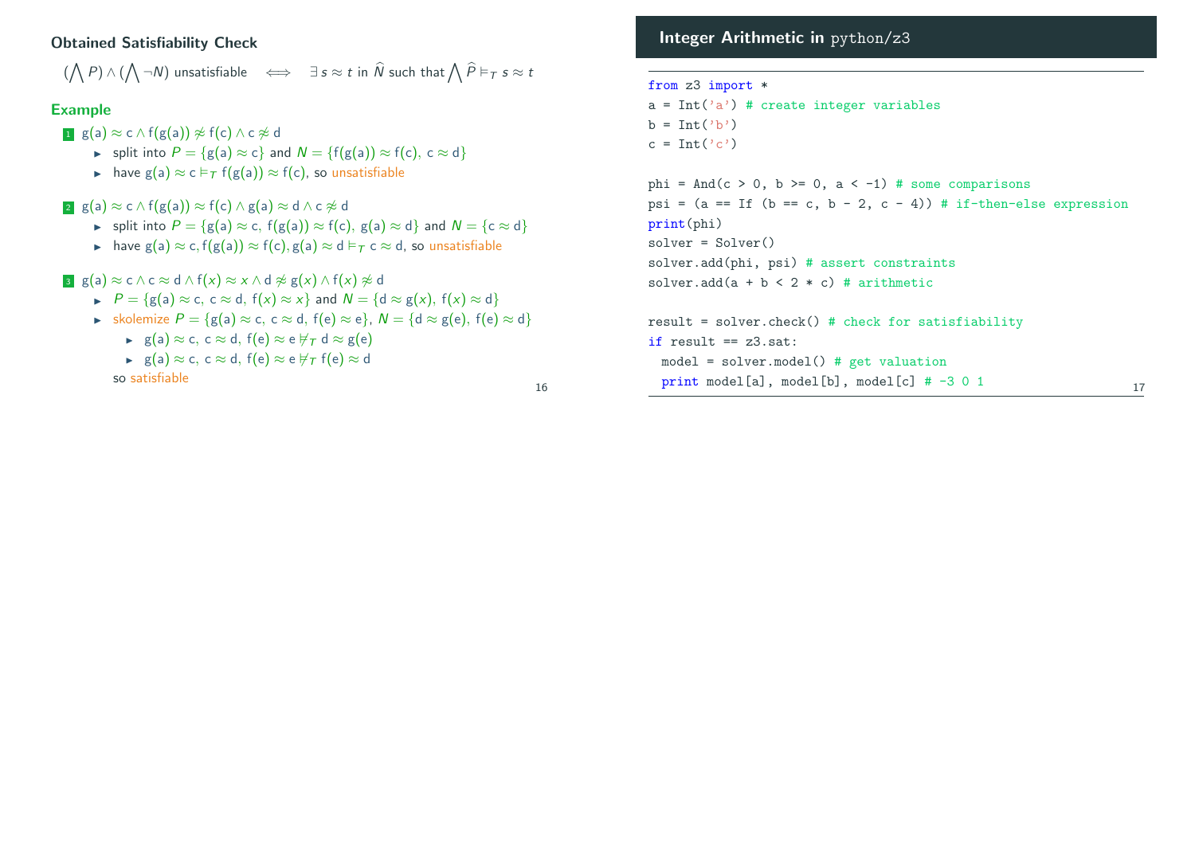### Obtained Satisfiability Check

$$(\bigwedge P) \land (\bigwedge \neg N) \text{ unsatisfiable} \quad \Longleftrightarrow \quad \exists\, s \approx t \text{ in } \widehat{N} \text{ such that } \bigwedge \widehat{P} \vDash_T s \approx t$$

### Example

1. $\mathsf{g(a)} \approx \mathsf{c} \land \mathsf{f(g(a))} \not\approx \mathsf{f(c)} \land \mathsf{c} \not\approx \mathsf{d}$
   - split into $P = \{\mathsf{g(a)} \approx \mathsf{c}\}$ and $N = \{\mathsf{f(g(a))} \approx \mathsf{f(c)},\ \mathsf{c} \approx \mathsf{d}\}$
   - have $\mathsf{g(a)} \approx \mathsf{c} \vDash_T \mathsf{f(g(a))} \approx \mathsf{f(c)}$, so unsatisfiable
2. $\mathsf{g(a)} \approx \mathsf{c} \land \mathsf{f(g(a))} \approx \mathsf{f(c)} \land \mathsf{g(a)} \approx \mathsf{d} \land \mathsf{c} \not\approx \mathsf{d}$
   - split into $P = \{\mathsf{g(a)} \approx \mathsf{c},\ \mathsf{f(g(a))} \approx \mathsf{f(c)},\ \mathsf{g(a)} \approx \mathsf{d}\}$ and $N = \{\mathsf{c} \approx \mathsf{d}\}$
   - have $\mathsf{g(a)} \approx \mathsf{c}, \mathsf{f(g(a))} \approx \mathsf{f(c)}, \mathsf{g(a)} \approx \mathsf{d} \vDash_T \mathsf{c} \approx \mathsf{d}$, so unsatisfiable
3. $\mathsf{g(a)} \approx \mathsf{c} \land \mathsf{c} \approx \mathsf{d} \land \mathsf{f}(x) \approx x \land \mathsf{d} \not\approx \mathsf{g}(x) \land \mathsf{f}(x) \not\approx \mathsf{d}$
   - $P = \{\mathsf{g(a)} \approx \mathsf{c},\ \mathsf{c} \approx \mathsf{d},\ \mathsf{f}(x) \approx x\}$ and $N = \{\mathsf{d} \approx \mathsf{g}(x),\ \mathsf{f}(x) \approx \mathsf{d}\}$
   - skolemize $P = \{\mathsf{g(a)} \approx \mathsf{c},\ \mathsf{c} \approx \mathsf{d},\ \mathsf{f(e)} \approx \mathsf{e}\}$, $N = \{\mathsf{d} \approx \mathsf{g(e)},\ \mathsf{f(e)} \approx \mathsf{d}\}$
     - $\mathsf{g(a)} \approx \mathsf{c},\ \mathsf{c} \approx \mathsf{d},\ \mathsf{f(e)} \approx \mathsf{e} \not\vDash_T \mathsf{d} \approx \mathsf{g(e)}$
     - $\mathsf{g(a)} \approx \mathsf{c},\ \mathsf{c} \approx \mathsf{d},\ \mathsf{f(e)} \approx \mathsf{e} \not\vDash_T \mathsf{f(e)} \approx \mathsf{d}$

   so satisfiable

## Integer Arithmetic in python/z3

```
from z3 import *
a = Int('a') # create integer variables
b = Int('b')
c = Int('c')

phi = And(c > 0, b >= 0, a < -1) # some comparisons
psi = (a == If (b == c, b - 2, c - 4)) # if-then-else expression
print(phi)
solver = Solver()
solver.add(phi, psi) # assert constraints
solver.add(a + b < 2 * c) # arithmetic

result = solver.check() # check for satisfiability
if result == z3.sat:
 model = solver.model() # get valuation
 print model[a], model[b], model[c] # -3 0 1
```